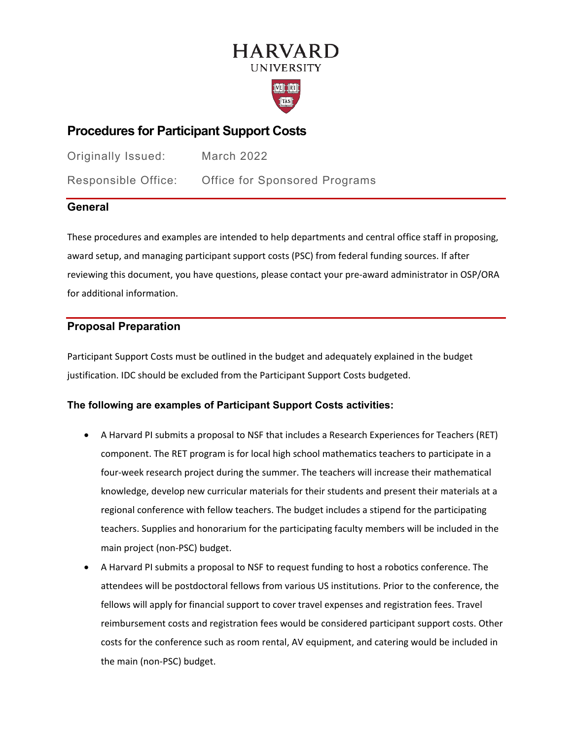HARVARD
UNIVERSITY

# Procedures for Participant Support Costs

Originally Issued: March 2022

Responsible Office: Office for Sponsored Programs

## General

These procedures and examples are intended to help departments and central office staff in proposing, award setup, and managing participant support costs (PSC) from federal funding sources. If after reviewing this document, you have questions, please contact your pre-award administrator in OSP/ORA for additional information.

## Proposal Preparation

Participant Support Costs must be outlined in the budget and adequately explained in the budget justification. IDC should be excluded from the Participant Support Costs budgeted.

### The following are examples of Participant Support Costs activities:

- A Harvard PI submits a proposal to NSF that includes a Research Experiences for Teachers (RET) component. The RET program is for local high school mathematics teachers to participate in a four-week research project during the summer. The teachers will increase their mathematical knowledge, develop new curricular materials for their students and present their materials at a regional conference with fellow teachers. The budget includes a stipend for the participating teachers. Supplies and honorarium for the participating faculty members will be included in the main project (non-PSC) budget.
- A Harvard PI submits a proposal to NSF to request funding to host a robotics conference. The attendees will be postdoctoral fellows from various US institutions. Prior to the conference, the fellows will apply for financial support to cover travel expenses and registration fees. Travel reimbursement costs and registration fees would be considered participant support costs. Other costs for the conference such as room rental, AV equipment, and catering would be included in the main (non-PSC) budget.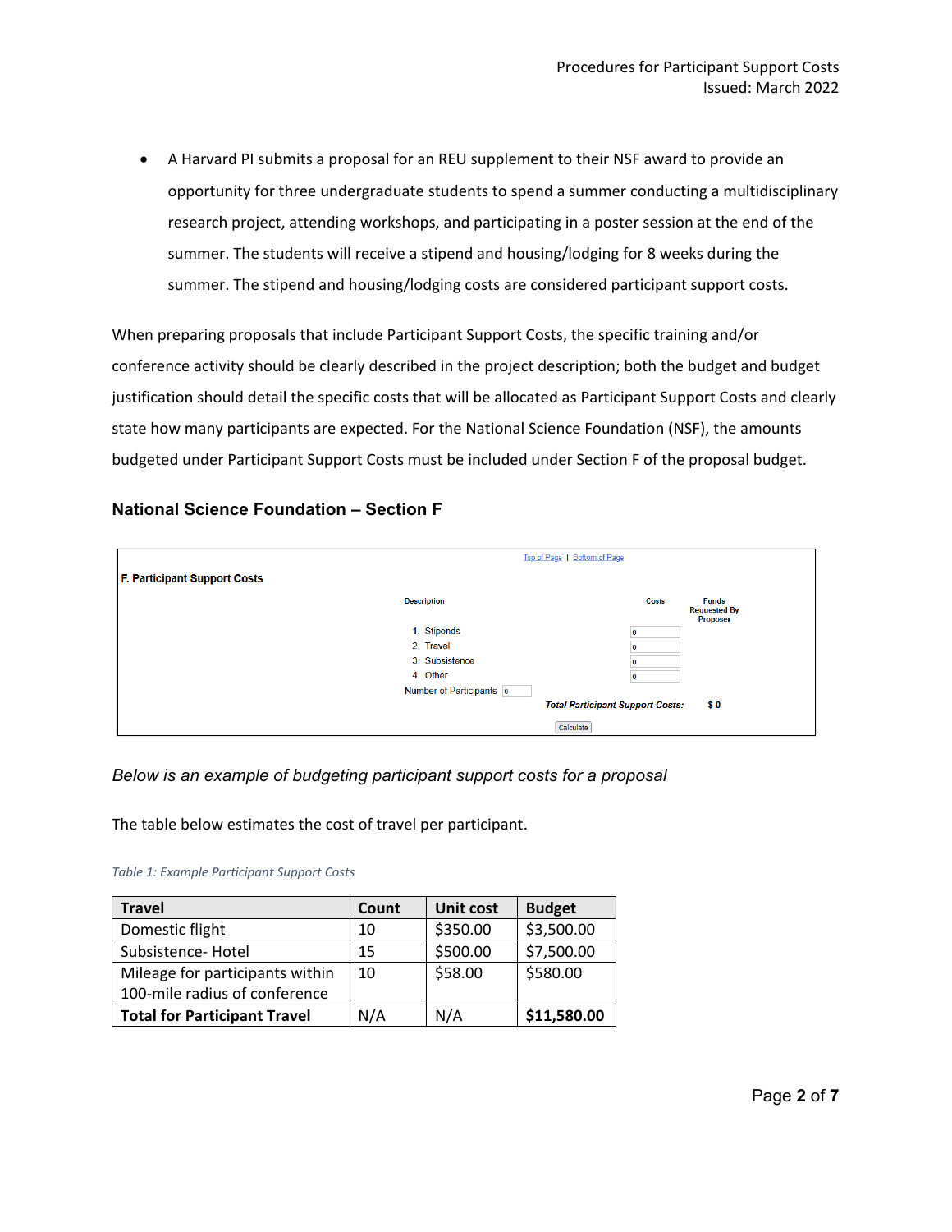- A Harvard PI submits a proposal for an REU supplement to their NSF award to provide an opportunity for three undergraduate students to spend a summer conducting a multidisciplinary research project, attending workshops, and participating in a poster session at the end of the summer. The students will receive a stipend and housing/lodging for 8 weeks during the summer. The stipend and housing/lodging costs are considered participant support costs.

When preparing proposals that include Participant Support Costs, the specific training and/or conference activity should be clearly described in the project description; both the budget and budget justification should detail the specific costs that will be allocated as Participant Support Costs and clearly state how many participants are expected. For the National Science Foundation (NSF), the amounts budgeted under Participant Support Costs must be included under Section F of the proposal budget.

### National Science Foundation – Section F

Top of Page | Bottom of Page

**F. Participant Support Costs**

| Description | Costs | Funds Requested By Proposer |
|---|---|---|
| 1. Stipends | 0 | |
| 2. Travel | 0 | |
| 3. Subsistence | 0 | |
| 4. Other | 0 | |
| Number of Participants 0 | | |
| | ***Total Participant Support Costs:*** | **$ 0** |

Calculate

*Below is an example of budgeting participant support costs for a proposal*

The table below estimates the cost of travel per participant.

*Table 1: Example Participant Support Costs*

| Travel | Count | Unit cost | Budget |
|---|---|---|---|
| Domestic flight | 10 | $350.00 | $3,500.00 |
| Subsistence- Hotel | 15 | $500.00 | $7,500.00 |
| Mileage for participants within 100-mile radius of conference | 10 | $58.00 | $580.00 |
| **Total for Participant Travel** | N/A | N/A | **$11,580.00** |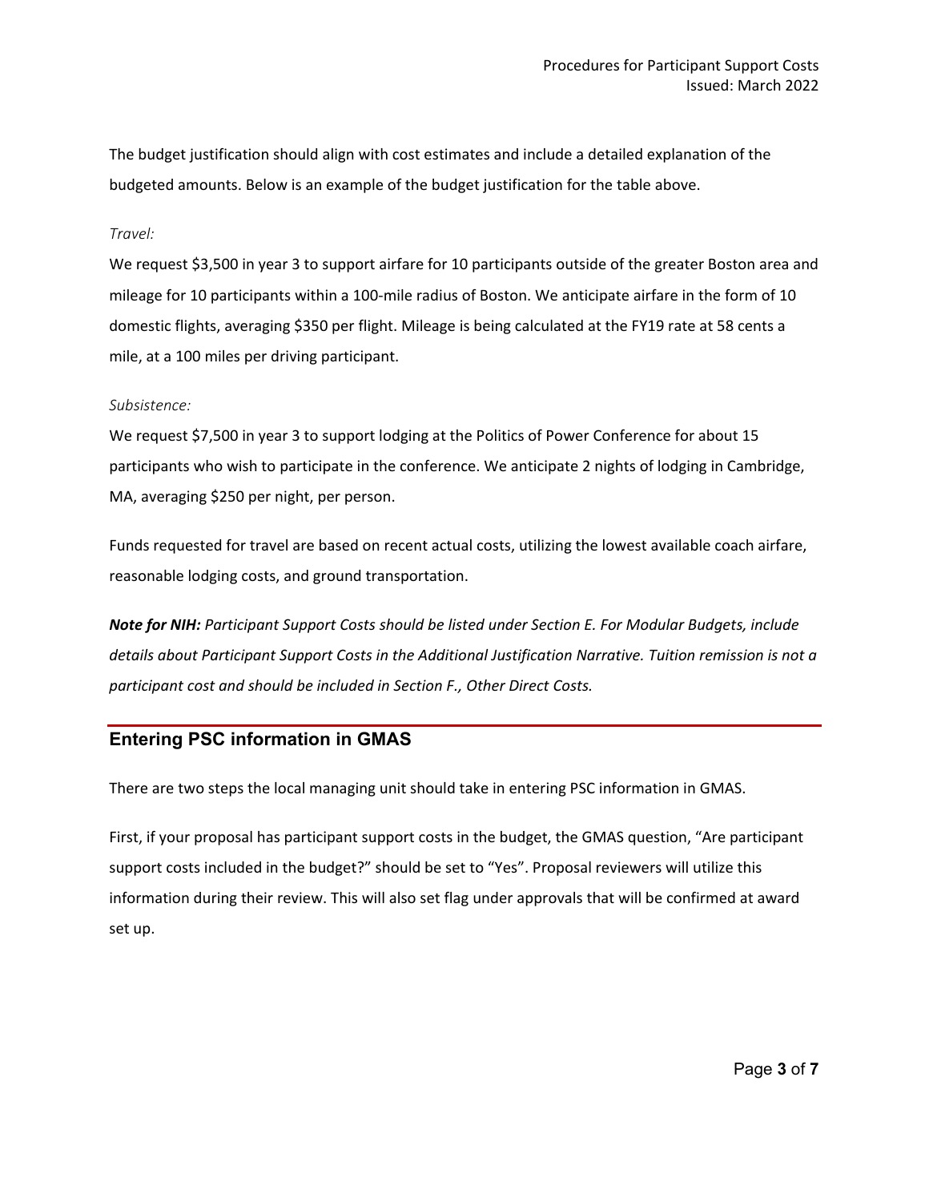The budget justification should align with cost estimates and include a detailed explanation of the budgeted amounts. Below is an example of the budget justification for the table above.

*Travel:*

We request $3,500 in year 3 to support airfare for 10 participants outside of the greater Boston area and mileage for 10 participants within a 100-mile radius of Boston. We anticipate airfare in the form of 10 domestic flights, averaging $350 per flight. Mileage is being calculated at the FY19 rate at 58 cents a mile, at a 100 miles per driving participant.

*Subsistence:*

We request $7,500 in year 3 to support lodging at the Politics of Power Conference for about 15 participants who wish to participate in the conference. We anticipate 2 nights of lodging in Cambridge, MA, averaging $250 per night, per person.

Funds requested for travel are based on recent actual costs, utilizing the lowest available coach airfare, reasonable lodging costs, and ground transportation.

***Note for NIH:*** *Participant Support Costs should be listed under Section E. For Modular Budgets, include details about Participant Support Costs in the Additional Justification Narrative. Tuition remission is not a participant cost and should be included in Section F., Other Direct Costs.*

## Entering PSC information in GMAS

There are two steps the local managing unit should take in entering PSC information in GMAS.

First, if your proposal has participant support costs in the budget, the GMAS question, "Are participant support costs included in the budget?" should be set to "Yes". Proposal reviewers will utilize this information during their review. This will also set flag under approvals that will be confirmed at award set up.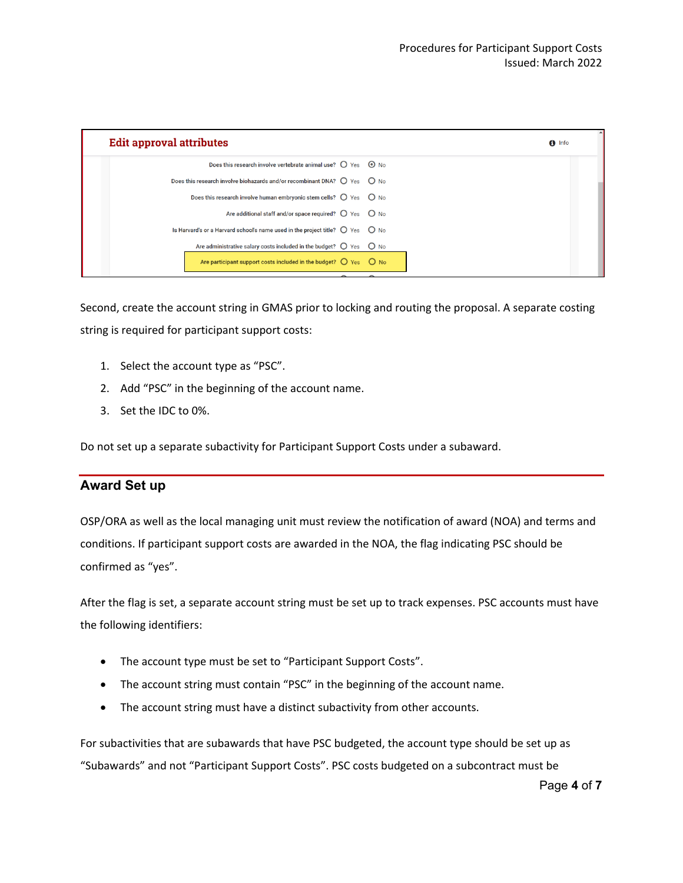**Edit approval attributes**

| Question | Yes | No |
| --- | --- | --- |
| Does this research involve vertebrate animal use? | ○ Yes | ◉ No |
| Does this research involve biohazards and/or recombinant DNA? | ○ Yes | ○ No |
| Does this research involve human embryonic stem cells? | ○ Yes | ○ No |
| Are additional staff and/or space required? | ○ Yes | ○ No |
| Is Harvard's or a Harvard school's name used in the project title? | ○ Yes | ○ No |
| Are administrative salary costs included in the budget? | ○ Yes | ○ No |
| Are participant support costs included in the budget? | ○ Yes | ○ No |

Second, create the account string in GMAS prior to locking and routing the proposal. A separate costing string is required for participant support costs:

1. Select the account type as "PSC".
2. Add "PSC" in the beginning of the account name.
3. Set the IDC to 0%.

Do not set up a separate subactivity for Participant Support Costs under a subaward.

## Award Set up

OSP/ORA as well as the local managing unit must review the notification of award (NOA) and terms and conditions. If participant support costs are awarded in the NOA, the flag indicating PSC should be confirmed as "yes".

After the flag is set, a separate account string must be set up to track expenses. PSC accounts must have the following identifiers:

- The account type must be set to "Participant Support Costs".
- The account string must contain "PSC" in the beginning of the account name.
- The account string must have a distinct subactivity from other accounts.

For subactivities that are subawards that have PSC budgeted, the account type should be set up as "Subawards" and not "Participant Support Costs". PSC costs budgeted on a subcontract must be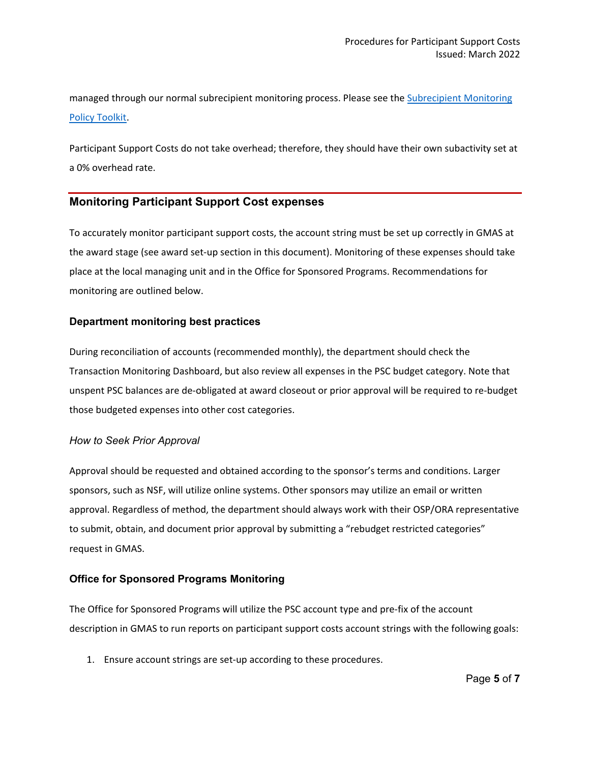managed through our normal subrecipient monitoring process. Please see the [Subrecipient Monitoring Policy Toolkit](#).

Participant Support Costs do not take overhead; therefore, they should have their own subactivity set at a 0% overhead rate.

## Monitoring Participant Support Cost expenses

To accurately monitor participant support costs, the account string must be set up correctly in GMAS at the award stage (see award set-up section in this document). Monitoring of these expenses should take place at the local managing unit and in the Office for Sponsored Programs. Recommendations for monitoring are outlined below.

### Department monitoring best practices

During reconciliation of accounts (recommended monthly), the department should check the Transaction Monitoring Dashboard, but also review all expenses in the PSC budget category. Note that unspent PSC balances are de-obligated at award closeout or prior approval will be required to re-budget those budgeted expenses into other cost categories.

#### *How to Seek Prior Approval*

Approval should be requested and obtained according to the sponsor's terms and conditions. Larger sponsors, such as NSF, will utilize online systems. Other sponsors may utilize an email or written approval. Regardless of method, the department should always work with their OSP/ORA representative to submit, obtain, and document prior approval by submitting a "rebudget restricted categories" request in GMAS.

### Office for Sponsored Programs Monitoring

The Office for Sponsored Programs will utilize the PSC account type and pre-fix of the account description in GMAS to run reports on participant support costs account strings with the following goals:

1. Ensure account strings are set-up according to these procedures.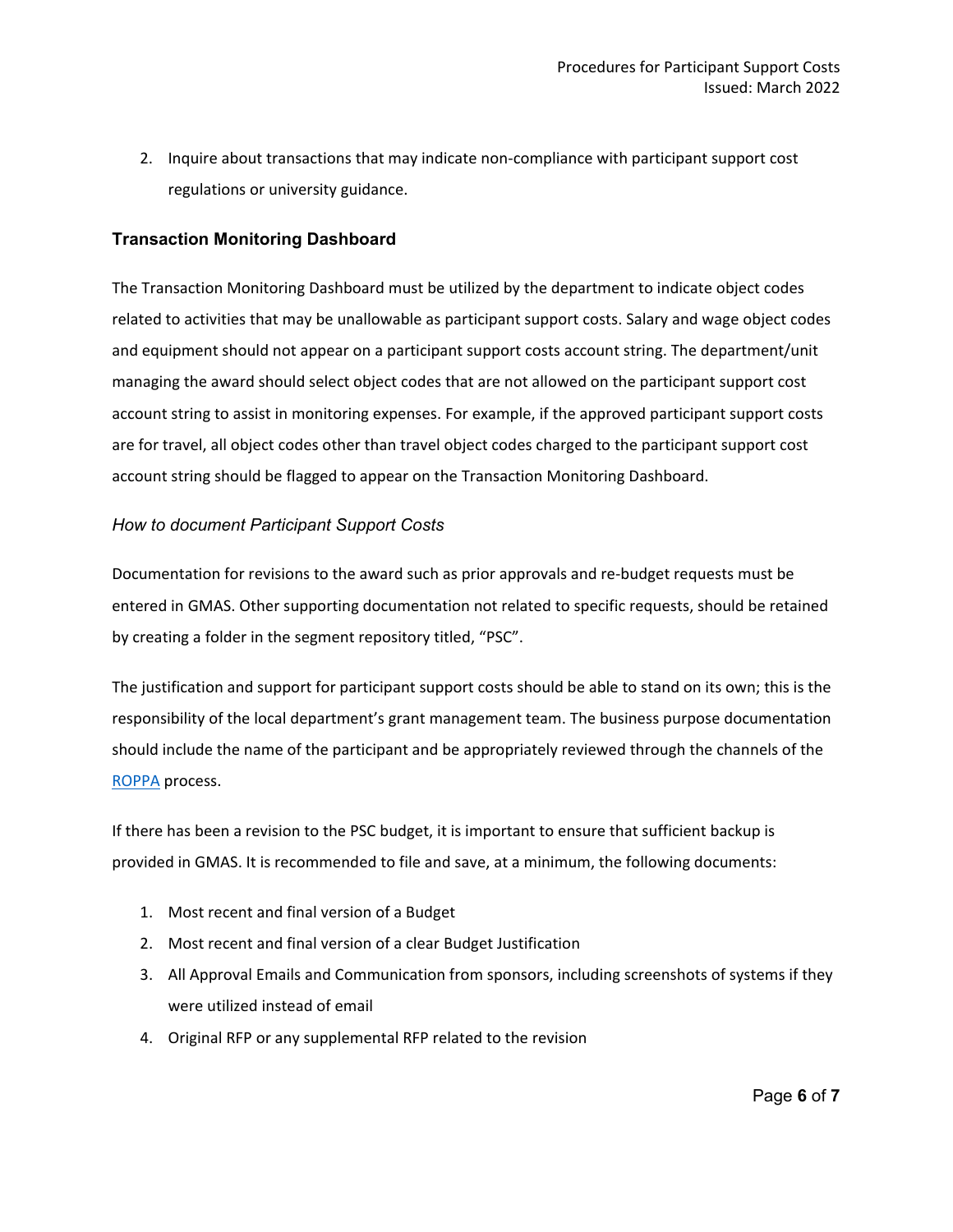2. Inquire about transactions that may indicate non-compliance with participant support cost regulations or university guidance.

### Transaction Monitoring Dashboard

The Transaction Monitoring Dashboard must be utilized by the department to indicate object codes related to activities that may be unallowable as participant support costs. Salary and wage object codes and equipment should not appear on a participant support costs account string. The department/unit managing the award should select object codes that are not allowed on the participant support cost account string to assist in monitoring expenses. For example, if the approved participant support costs are for travel, all object codes other than travel object codes charged to the participant support cost account string should be flagged to appear on the Transaction Monitoring Dashboard.

#### *How to document Participant Support Costs*

Documentation for revisions to the award such as prior approvals and re-budget requests must be entered in GMAS. Other supporting documentation not related to specific requests, should be retained by creating a folder in the segment repository titled, "PSC".

The justification and support for participant support costs should be able to stand on its own; this is the responsibility of the local department's grant management team. The business purpose documentation should include the name of the participant and be appropriately reviewed through the channels of the ROPPA process.

If there has been a revision to the PSC budget, it is important to ensure that sufficient backup is provided in GMAS. It is recommended to file and save, at a minimum, the following documents:

1. Most recent and final version of a Budget
2. Most recent and final version of a clear Budget Justification
3. All Approval Emails and Communication from sponsors, including screenshots of systems if they were utilized instead of email
4. Original RFP or any supplemental RFP related to the revision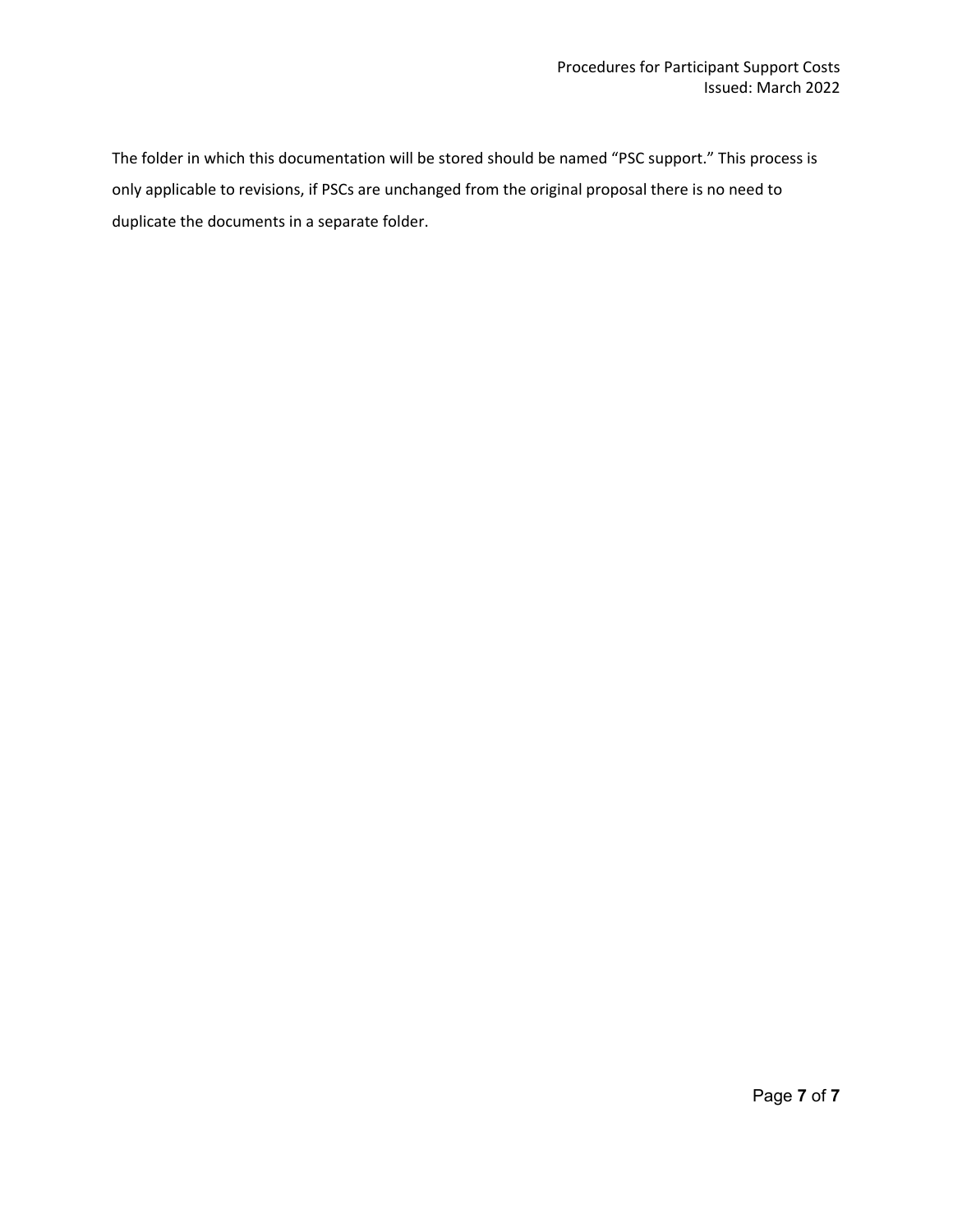The folder in which this documentation will be stored should be named "PSC support." This process is only applicable to revisions, if PSCs are unchanged from the original proposal there is no need to duplicate the documents in a separate folder.